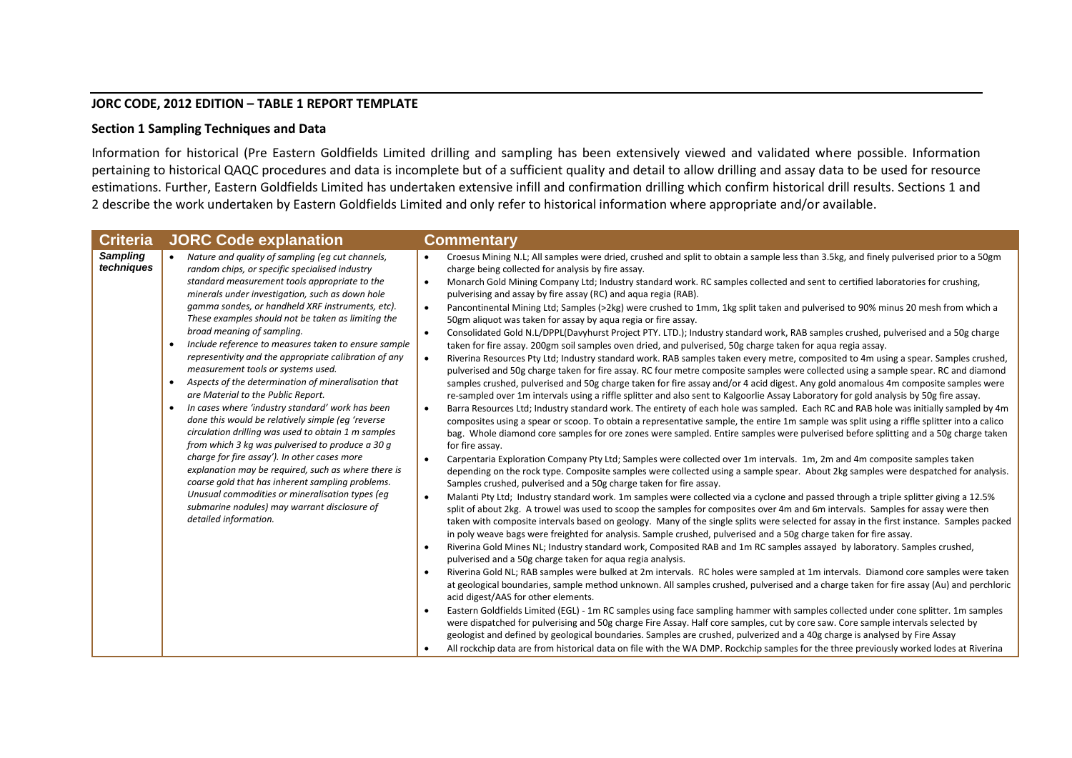## JORC CODE, 2012 EDITION – TABLE 1 REPORT TEMPLATE

### Section 1 Sampling Techniques and Data

Information for historical (Pre Eastern Goldfields Limited drilling and sampling has been extensively viewed and validated where possible. Information pertaining to historical QAQC procedures and data is incomplete but of a sufficient quality and detail to allow drilling and assay data to be used for resource estimations. Further, Eastern Goldfields Limited has undertaken extensive infill and confirmation drilling which confirm historical drill results. Sections 1 and 2 describe the work undertaken by Eastern Goldfields Limited and only refer to historical information where appropriate and/or available.

| Criteria | JORC Code explanation | Commentary |
|---|---|---|
| ***Sampling techniques*** | • *Nature and quality of sampling (eg cut channels, random chips, or specific specialised industry standard measurement tools appropriate to the minerals under investigation, such as down hole gamma sondes, or handheld XRF instruments, etc). These examples should not be taken as limiting the broad meaning of sampling.*<br>• *Include reference to measures taken to ensure sample representivity and the appropriate calibration of any measurement tools or systems used.*<br>• *Aspects of the determination of mineralisation that are Material to the Public Report.*<br>• *In cases where 'industry standard' work has been done this would be relatively simple (eg 'reverse circulation drilling was used to obtain 1 m samples from which 3 kg was pulverised to produce a 30 g charge for fire assay'). In other cases more explanation may be required, such as where there is coarse gold that has inherent sampling problems. Unusual commodities or mineralisation types (eg submarine nodules) may warrant disclosure of detailed information.* | • Croesus Mining N.L; All samples were dried, crushed and split to obtain a sample less than 3.5kg, and finely pulverised prior to a 50gm charge being collected for analysis by fire assay.<br>• Monarch Gold Mining Company Ltd; Industry standard work. RC samples collected and sent to certified laboratories for crushing, pulverising and assay by fire assay (RC) and aqua regia (RAB).<br>• Pancontinental Mining Ltd; Samples (>2kg) were crushed to 1mm, 1kg split taken and pulverised to 90% minus 20 mesh from which a 50gm aliquot was taken for assay by aqua regia or fire assay.<br>• Consolidated Gold N.L/DPPL(Davyhurst Project PTY. LTD.); Industry standard work, RAB samples crushed, pulverised and a 50g charge taken for fire assay. 200gm soil samples oven dried, and pulverised, 50g charge taken for aqua regia assay.<br>• Riverina Resources Pty Ltd; Industry standard work. RAB samples taken every metre, composited to 4m using a spear. Samples crushed, pulverised and 50g charge taken for fire assay. RC four metre composite samples were collected using a sample spear. RC and diamond samples crushed, pulverised and 50g charge taken for fire assay and/or 4 acid digest. Any gold anomalous 4m composite samples were re-sampled over 1m intervals using a riffle splitter and also sent to Kalgoorlie Assay Laboratory for gold analysis by 50g fire assay.<br>• Barra Resources Ltd; Industry standard work. The entirety of each hole was sampled. Each RC and RAB hole was initially sampled by 4m composites using a spear or scoop. To obtain a representative sample, the entire 1m sample was split using a riffle splitter into a calico bag. Whole diamond core samples for ore zones were sampled. Entire samples were pulverised before splitting and a 50g charge taken for fire assay.<br>• Carpentaria Exploration Company Pty Ltd; Samples were collected over 1m intervals. 1m, 2m and 4m composite samples taken depending on the rock type. Composite samples were collected using a sample spear. About 2kg samples were despatched for analysis. Samples crushed, pulverised and a 50g charge taken for fire assay.<br>• Malanti Pty Ltd; Industry standard work. 1m samples were collected via a cyclone and passed through a triple splitter giving a 12.5% split of about 2kg. A trowel was used to scoop the samples for composites over 4m and 6m intervals. Samples for assay were then taken with composite intervals based on geology. Many of the single splits were selected for assay in the first instance. Samples packed in poly weave bags were freighted for analysis. Sample crushed, pulverised and a 50g charge taken for fire assay.<br>• Riverina Gold Mines NL; Industry standard work, Composited RAB and 1m RC samples assayed by laboratory. Samples crushed, pulverised and a 50g charge taken for aqua regia analysis.<br>• Riverina Gold NL; RAB samples were bulked at 2m intervals. RC holes were sampled at 1m intervals. Diamond core samples were taken at geological boundaries, sample method unknown. All samples crushed, pulverised and a charge taken for fire assay (Au) and perchloric acid digest/AAS for other elements.<br>• Eastern Goldfields Limited (EGL) - 1m RC samples using face sampling hammer with samples collected under cone splitter. 1m samples were dispatched for pulverising and 50g charge Fire Assay. Half core samples, cut by core saw. Core sample intervals selected by geologist and defined by geological boundaries. Samples are crushed, pulverized and a 40g charge is analysed by Fire Assay<br>• All rockchip data are from historical data on file with the WA DMP. Rockchip samples for the three previously worked lodes at Riverina |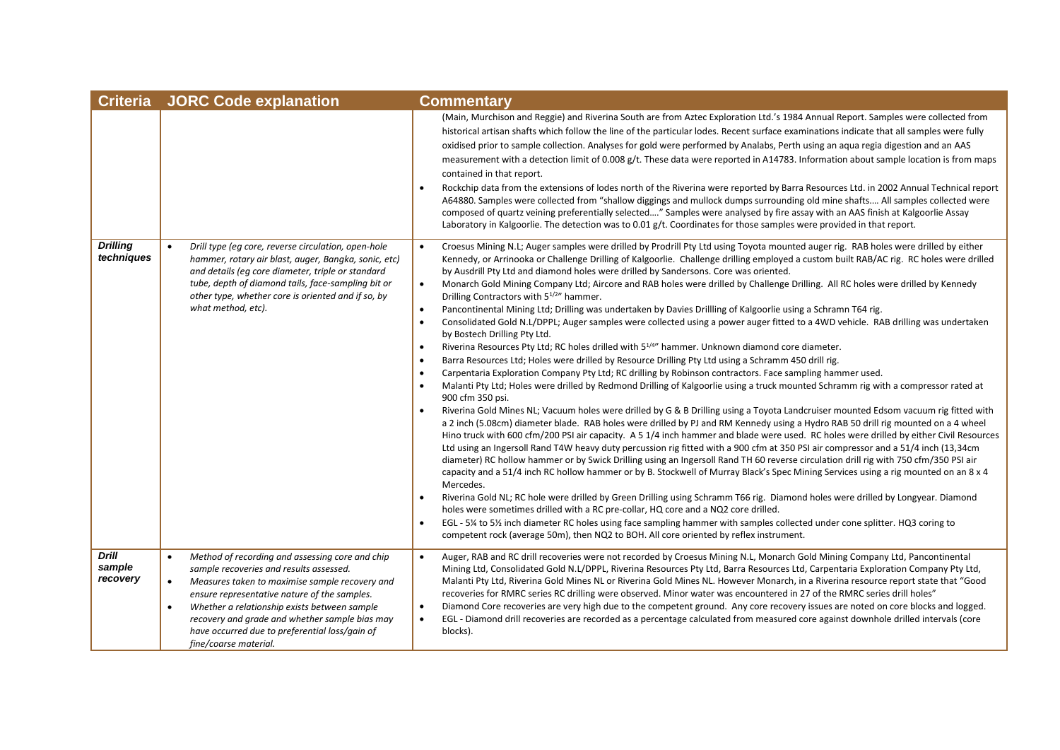| Criteria | JORC Code explanation | Commentary |
|---|---|---|
| | | (Main, Murchison and Reggie) and Riverina South are from Aztec Exploration Ltd.'s 1984 Annual Report. Samples were collected from historical artisan shafts which follow the line of the particular lodes. Recent surface examinations indicate that all samples were fully oxidised prior to sample collection. Analyses for gold were performed by Analabs, Perth using an aqua regia digestion and an AAS measurement with a detection limit of 0.008 g/t. These data were reported in A14783. Information about sample location is from maps contained in that report.<br>• Rockchip data from the extensions of lodes north of the Riverina were reported by Barra Resources Ltd. in 2002 Annual Technical report A64880. Samples were collected from "shallow diggings and mullock dumps surrounding old mine shafts…. All samples collected were composed of quartz veining preferentially selected…." Samples were analysed by fire assay with an AAS finish at Kalgoorlie Assay Laboratory in Kalgoorlie. The detection was to 0.01 g/t. Coordinates for those samples were provided in that report. |
| ***Drilling techniques*** | • *Drill type (eg core, reverse circulation, open-hole hammer, rotary air blast, auger, Bangka, sonic, etc) and details (eg core diameter, triple or standard tube, depth of diamond tails, face-sampling bit or other type, whether core is oriented and if so, by what method, etc).* | • Croesus Mining N.L; Auger samples were drilled by Prodrill Pty Ltd using Toyota mounted auger rig. RAB holes were drilled by either Kennedy, or Arrinooka or Challenge Drilling of Kalgoorlie. Challenge drilling employed a custom built RAB/AC rig. RC holes were drilled by Ausdrill Pty Ltd and diamond holes were drilled by Sandersons. Core was oriented.<br>• Monarch Gold Mining Company Ltd; Aircore and RAB holes were drilled by Challenge Drilling. All RC holes were drilled by Kennedy Drilling Contractors with 5^1/2" hammer.<br>• Pancontinental Mining Ltd; Drilling was undertaken by Davies Drillling of Kalgoorlie using a Schramn T64 rig.<br>• Consolidated Gold N.L/DPPL; Auger samples were collected using a power auger fitted to a 4WD vehicle. RAB drilling was undertaken by Bostech Drilling Pty Ltd.<br>• Riverina Resources Pty Ltd; RC holes drilled with 5^1/4" hammer. Unknown diamond core diameter.<br>• Barra Resources Ltd; Holes were drilled by Resource Drilling Pty Ltd using a Schramm 450 drill rig.<br>• Carpentaria Exploration Company Pty Ltd; RC drilling by Robinson contractors. Face sampling hammer used.<br>• Malanti Pty Ltd; Holes were drilled by Redmond Drilling of Kalgoorlie using a truck mounted Schramm rig with a compressor rated at 900 cfm 350 psi.<br>• Riverina Gold Mines NL; Vacuum holes were drilled by G & B Drilling using a Toyota Landcruiser mounted Edsom vacuum rig fitted with a 2 inch (5.08cm) diameter blade. RAB holes were drilled by PJ and RM Kennedy using a Hydro RAB 50 drill rig mounted on a 4 wheel Hino truck with 600 cfm/200 PSI air capacity. A 5 1/4 inch hammer and blade were used. RC holes were drilled by either Civil Resources Ltd using an Ingersoll Rand T4W heavy duty percussion rig fitted with a 900 cfm at 350 PSI air compressor and a 51/4 inch (13,34cm diameter) RC hollow hammer or by Swick Drilling using an Ingersoll Rand TH 60 reverse circulation drill rig with 750 cfm/350 PSI air capacity and a 51/4 inch RC hollow hammer or by B. Stockwell of Murray Black's Spec Mining Services using a rig mounted on an 8 x 4 Mercedes.<br>• Riverina Gold NL; RC hole were drilled by Green Drilling using Schramm T66 rig. Diamond holes were drilled by Longyear. Diamond holes were sometimes drilled with a RC pre-collar, HQ core and a NQ2 core drilled.<br>• EGL - 5¼ to 5½ inch diameter RC holes using face sampling hammer with samples collected under cone splitter. HQ3 coring to competent rock (average 50m), then NQ2 to BOH. All core oriented by reflex instrument. |
| ***Drill sample recovery*** | • *Method of recording and assessing core and chip sample recoveries and results assessed.*<br>• *Measures taken to maximise sample recovery and ensure representative nature of the samples.*<br>• *Whether a relationship exists between sample recovery and grade and whether sample bias may have occurred due to preferential loss/gain of fine/coarse material.* | • Auger, RAB and RC drill recoveries were not recorded by Croesus Mining N.L, Monarch Gold Mining Company Ltd, Pancontinental Mining Ltd, Consolidated Gold N.L/DPPL, Riverina Resources Pty Ltd, Barra Resources Ltd, Carpentaria Exploration Company Pty Ltd, Malanti Pty Ltd, Riverina Gold Mines NL or Riverina Gold Mines NL. However Monarch, in a Riverina resource report state that "Good recoveries for RMRC series RC drilling were observed. Minor water was encountered in 27 of the RMRC series drill holes"<br>• Diamond Core recoveries are very high due to the competent ground. Any core recovery issues are noted on core blocks and logged.<br>• EGL - Diamond drill recoveries are recorded as a percentage calculated from measured core against downhole drilled intervals (core blocks). |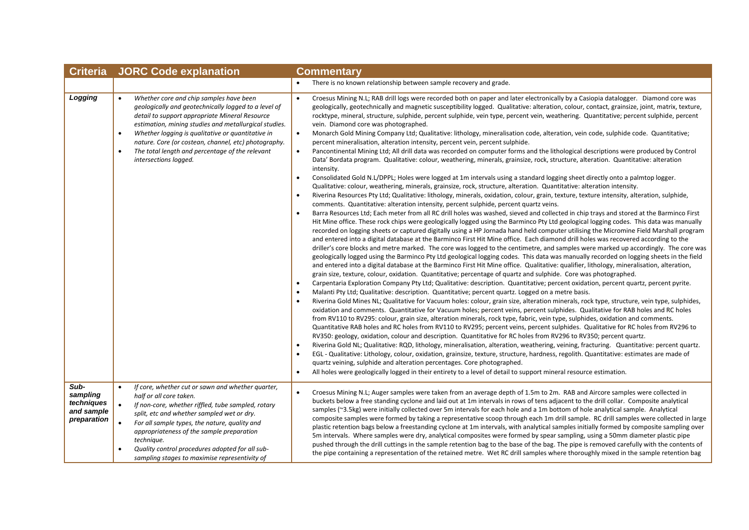| Criteria | JORC Code explanation | Commentary |
|---|---|---|
| | | • There is no known relationship between sample recovery and grade. |
| ***Logging*** | • *Whether core and chip samples have been geologically and geotechnically logged to a level of detail to support appropriate Mineral Resource estimation, mining studies and metallurgical studies.*<br>• *Whether logging is qualitative or quantitative in nature. Core (or costean, channel, etc) photography.*<br>• *The total length and percentage of the relevant intersections logged.* | • Croesus Mining N.L; RAB drill logs were recorded both on paper and later electronically by a Casiopia datalogger. Diamond core was geologically, geotechnically and magnetic susceptibility logged. Qualitative: alteration, colour, contact, grainsize, joint, matrix, texture, rocktype, mineral, structure, sulphide, percent sulphide, vein type, percent vein, weathering. Quantitative; percent sulphide, percent vein. Diamond core was photographed.<br>• Monarch Gold Mining Company Ltd; Qualitative: lithology, mineralisation code, alteration, vein code, sulphide code. Quantitative; percent mineralisation, alteration intensity, percent vein, percent sulphide.<br>• Pancontinental Mining Ltd; All drill data was recorded on computer forms and the lithological descriptions were produced by Control Data' Bordata program. Qualitative: colour, weathering, minerals, grainsize, rock, structure, alteration. Quantitative: alteration intensity.<br>• Consolidated Gold N.L/DPPL; Holes were logged at 1m intervals using a standard logging sheet directly onto a palmtop logger. Qualitative: colour, weathering, minerals, grainsize, rock, structure, alteration. Quantitative: alteration intensity.<br>• Riverina Resources Pty Ltd; Qualitative: lithology, minerals, oxidation, colour, grain, texture, texture intensity, alteration, sulphide, comments. Quantitative: alteration intensity, percent sulphide, percent quartz veins.<br>• Barra Resources Ltd; Each meter from all RC drill holes was washed, sieved and collected in chip trays and stored at the Barminco First Hit Mine office. These rock chips were geologically logged using the Barminco Pty Ltd geological logging codes. This data was manually recorded on logging sheets or captured digitally using a HP Jornada hand held computer utilising the Micromine Field Marshall program and entered into a digital database at the Barminco First Hit Mine office. Each diamond drill holes was recovered according to the driller's core blocks and metre marked. The core was logged to the centimetre, and samples were marked up accordingly. The core was geologically logged using the Barminco Pty Ltd geological logging codes. This data was manually recorded on logging sheets in the field and entered into a digital database at the Barminco First Hit Mine office. Qualitative: qualifier, lithology, mineralisation, alteration, grain size, texture, colour, oxidation. Quantitative; percentage of quartz and sulphide. Core was photographed.<br>• Carpentaria Exploration Company Pty Ltd; Qualitative: description. Quantitative; percent oxidation, percent quartz, percent pyrite.<br>• Malanti Pty Ltd; Qualitative: description. Quantitative; percent quartz. Logged on a metre basis.<br>• Riverina Gold Mines NL; Qualitative for Vacuum holes: colour, grain size, alteration minerals, rock type, structure, vein type, sulphides, oxidation and comments. Quantitative for Vacuum holes; percent veins, percent sulphides. Qualitative for RAB holes and RC holes from RV110 to RV295: colour, grain size, alteration minerals, rock type, fabric, vein type, sulphides, oxidation and comments. Quantitative RAB holes and RC holes from RV110 to RV295; percent veins, percent sulphides. Qualitative for RC holes from RV296 to RV350: geology, oxidation, colour and description. Quantitative for RC holes from RV296 to RV350; percent quartz.<br>• Riverina Gold NL; Qualitative: RQD, lithology, mineralisation, alteration, weathering, veining, fracturing. Quantitative: percent quartz.<br>• EGL - Qualitative: Lithology, colour, oxidation, grainsize, texture, structure, hardness, regolith. Quantitative: estimates are made of quartz veining, sulphide and alteration percentages. Core photographed.<br>• All holes were geologically logged in their entirety to a level of detail to support mineral resource estimation. |
| ***Sub-sampling techniques and sample preparation*** | • *If core, whether cut or sawn and whether quarter, half or all core taken.*<br>• *If non-core, whether riffled, tube sampled, rotary split, etc and whether sampled wet or dry.*<br>• *For all sample types, the nature, quality and appropriateness of the sample preparation technique.*<br>• *Quality control procedures adopted for all sub-sampling stages to maximise representivity of* | • Croesus Mining N.L; Auger samples were taken from an average depth of 1.5m to 2m. RAB and Aircore samples were collected in buckets below a free standing cyclone and laid out at 1m intervals in rows of tens adjacent to the drill collar. Composite analytical samples (~3.5kg) were initially collected over 5m intervals for each hole and a 1m bottom of hole analytical sample. Analytical composite samples were formed by taking a representative scoop through each 1m drill sample. RC drill samples were collected in large plastic retention bags below a freestanding cyclone at 1m intervals, with analytical samples initially formed by composite sampling over 5m intervals. Where samples were dry, analytical composites were formed by spear sampling, using a 50mm diameter plastic pipe pushed through the drill cuttings in the sample retention bag to the base of the bag. The pipe is removed carefully with the contents of the pipe containing a representation of the retained metre. Wet RC drill samples where thoroughly mixed in the sample retention bag |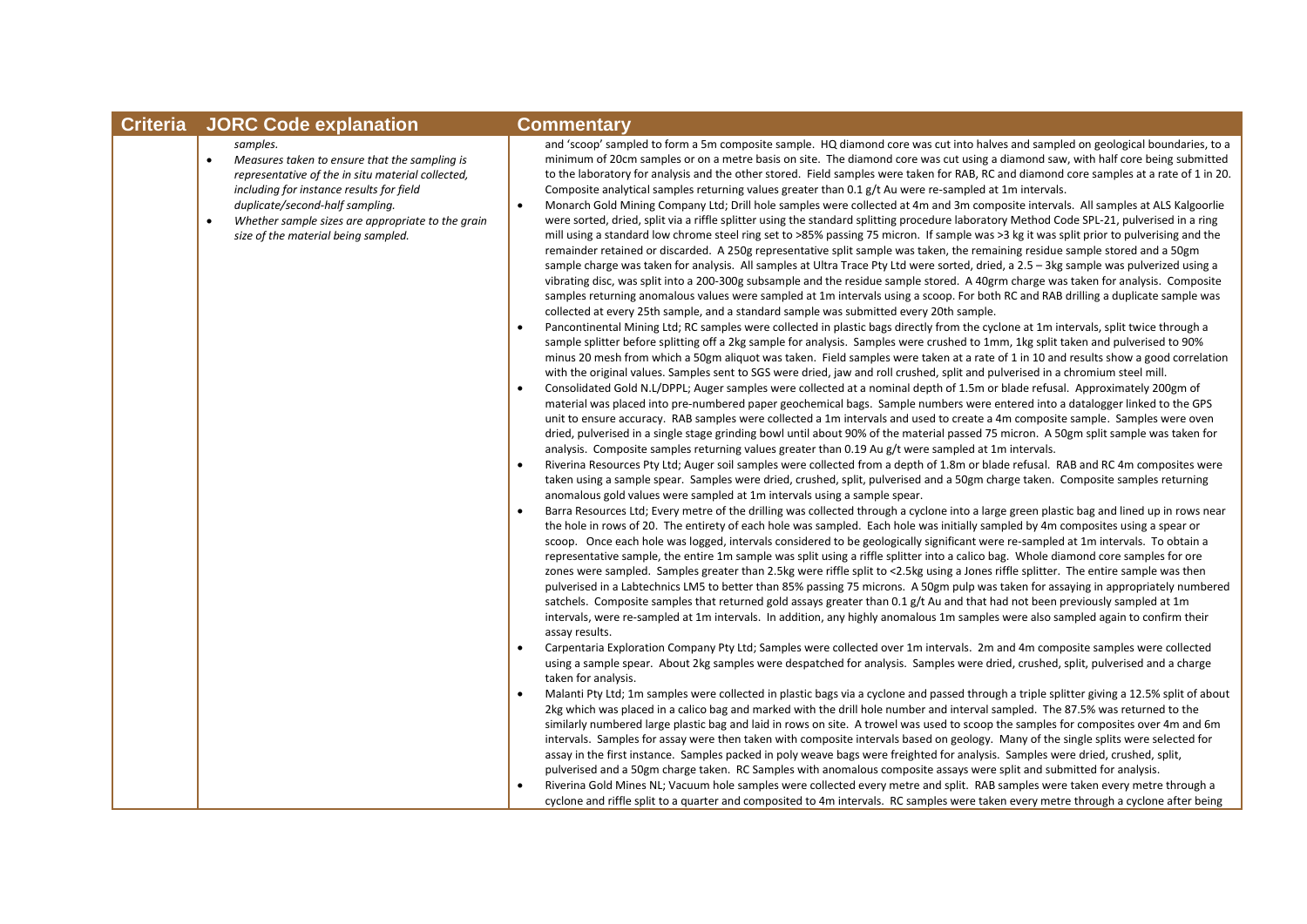| Criteria | JORC Code explanation | Commentary |
|---|---|---|
| | *samples.*<br>• *Measures taken to ensure that the sampling is representative of the in situ material collected, including for instance results for field duplicate/second-half sampling.*<br>• *Whether sample sizes are appropriate to the grain size of the material being sampled.* | and 'scoop' sampled to form a 5m composite sample. HQ diamond core was cut into halves and sampled on geological boundaries, to a minimum of 20cm samples or on a metre basis on site. The diamond core was cut using a diamond saw, with half core being submitted to the laboratory for analysis and the other stored. Field samples were taken for RAB, RC and diamond core samples at a rate of 1 in 20. Composite analytical samples returning values greater than 0.1 g/t Au were re-sampled at 1m intervals.<br>• Monarch Gold Mining Company Ltd; Drill hole samples were collected at 4m and 3m composite intervals. All samples at ALS Kalgoorlie were sorted, dried, split via a riffle splitter using the standard splitting procedure laboratory Method Code SPL-21, pulverised in a ring mill using a standard low chrome steel ring set to >85% passing 75 micron. If sample was >3 kg it was split prior to pulverising and the remainder retained or discarded. A 250g representative split sample was taken, the remaining residue sample stored and a 50gm sample charge was taken for analysis. All samples at Ultra Trace Pty Ltd were sorted, dried, a 2.5 – 3kg sample was pulverized using a vibrating disc, was split into a 200-300g subsample and the residue sample stored. A 40grm charge was taken for analysis. Composite samples returning anomalous values were sampled at 1m intervals using a scoop. For both RC and RAB drilling a duplicate sample was collected at every 25th sample, and a standard sample was submitted every 20th sample.<br>• Pancontinental Mining Ltd; RC samples were collected in plastic bags directly from the cyclone at 1m intervals, split twice through a sample splitter before splitting off a 2kg sample for analysis. Samples were crushed to 1mm, 1kg split taken and pulverised to 90% minus 20 mesh from which a 50gm aliquot was taken. Field samples were taken at a rate of 1 in 10 and results show a good correlation with the original values. Samples sent to SGS were dried, jaw and roll crushed, split and pulverised in a chromium steel mill.<br>• Consolidated Gold N.L/DPPL; Auger samples were collected at a nominal depth of 1.5m or blade refusal. Approximately 200gm of material was placed into pre-numbered paper geochemical bags. Sample numbers were entered into a datalogger linked to the GPS unit to ensure accuracy. RAB samples were collected a 1m intervals and used to create a 4m composite sample. Samples were oven dried, pulverised in a single stage grinding bowl until about 90% of the material passed 75 micron. A 50gm split sample was taken for analysis. Composite samples returning values greater than 0.19 Au g/t were sampled at 1m intervals.<br>• Riverina Resources Pty Ltd; Auger soil samples were collected from a depth of 1.8m or blade refusal. RAB and RC 4m composites were taken using a sample spear. Samples were dried, crushed, split, pulverised and a 50gm charge taken. Composite samples returning anomalous gold values were sampled at 1m intervals using a sample spear.<br>• Barra Resources Ltd; Every metre of the drilling was collected through a cyclone into a large green plastic bag and lined up in rows near the hole in rows of 20. The entirety of each hole was sampled. Each hole was initially sampled by 4m composites using a spear or scoop. Once each hole was logged, intervals considered to be geologically significant were re-sampled at 1m intervals. To obtain a representative sample, the entire 1m sample was split using a riffle splitter into a calico bag. Whole diamond core samples for ore zones were sampled. Samples greater than 2.5kg were riffle split to <2.5kg using a Jones riffle splitter. The entire sample was then pulverised in a Labtechnics LM5 to better than 85% passing 75 microns. A 50gm pulp was taken for assaying in appropriately numbered satchels. Composite samples that returned gold assays greater than 0.1 g/t Au and that had not been previously sampled at 1m intervals, were re-sampled at 1m intervals. In addition, any highly anomalous 1m samples were also sampled again to confirm their assay results.<br>• Carpentaria Exploration Company Pty Ltd; Samples were collected over 1m intervals. 2m and 4m composite samples were collected using a sample spear. About 2kg samples were despatched for analysis. Samples were dried, crushed, split, pulverised and a charge taken for analysis.<br>• Malanti Pty Ltd; 1m samples were collected in plastic bags via a cyclone and passed through a triple splitter giving a 12.5% split of about 2kg which was placed in a calico bag and marked with the drill hole number and interval sampled. The 87.5% was returned to the similarly numbered large plastic bag and laid in rows on site. A trowel was used to scoop the samples for composites over 4m and 6m intervals. Samples for assay were then taken with composite intervals based on geology. Many of the single splits were selected for assay in the first instance. Samples packed in poly weave bags were freighted for analysis. Samples were dried, crushed, split, pulverised and a 50gm charge taken. RC Samples with anomalous composite assays were split and submitted for analysis.<br>• Riverina Gold Mines NL; Vacuum hole samples were collected every metre and split. RAB samples were taken every metre through a cyclone and riffle split to a quarter and composited to 4m intervals. RC samples were taken every metre through a cyclone after being |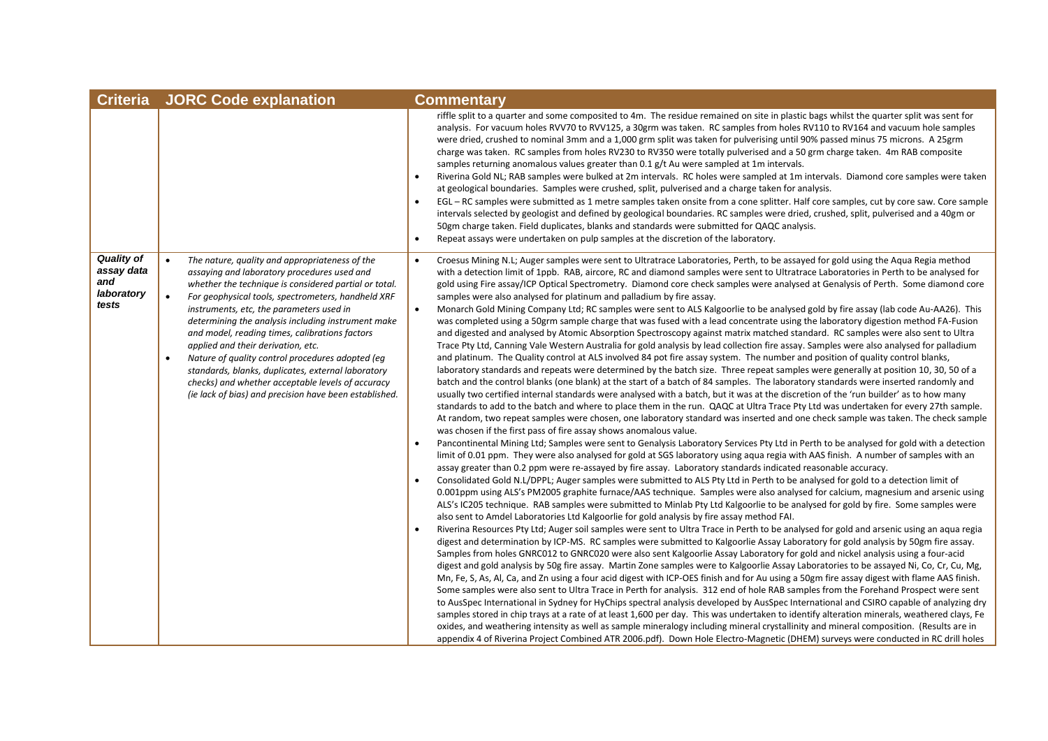| Criteria | JORC Code explanation | Commentary |
|---|---|---|
| | | riffle split to a quarter and some composited to 4m. The residue remained on site in plastic bags whilst the quarter split was sent for analysis. For vacuum holes RVV70 to RVV125, a 30grm was taken. RC samples from holes RV110 to RV164 and vacuum hole samples were dried, crushed to nominal 3mm and a 1,000 grm split was taken for pulverising until 90% passed minus 75 microns. A 25grm charge was taken. RC samples from holes RV230 to RV350 were totally pulverised and a 50 grm charge taken. 4m RAB composite samples returning anomalous values greater than 0.1 g/t Au were sampled at 1m intervals.<br>• Riverina Gold NL; RAB samples were bulked at 2m intervals. RC holes were sampled at 1m intervals. Diamond core samples were taken at geological boundaries. Samples were crushed, split, pulverised and a charge taken for analysis.<br>• EGL – RC samples were submitted as 1 metre samples taken onsite from a cone splitter. Half core samples, cut by core saw. Core sample intervals selected by geologist and defined by geological boundaries. RC samples were dried, crushed, split, pulverised and a 40gm or 50gm charge taken. Field duplicates, blanks and standards were submitted for QAQC analysis.<br>• Repeat assays were undertaken on pulp samples at the discretion of the laboratory. |
| ***Quality of assay data and laboratory tests*** | • *The nature, quality and appropriateness of the assaying and laboratory procedures used and whether the technique is considered partial or total.*<br>• *For geophysical tools, spectrometers, handheld XRF instruments, etc, the parameters used in determining the analysis including instrument make and model, reading times, calibrations factors applied and their derivation, etc.*<br>• *Nature of quality control procedures adopted (eg standards, blanks, duplicates, external laboratory checks) and whether acceptable levels of accuracy (ie lack of bias) and precision have been established.* | • Croesus Mining N.L; Auger samples were sent to Ultratrace Laboratories, Perth, to be assayed for gold using the Aqua Regia method with a detection limit of 1ppb. RAB, aircore, RC and diamond samples were sent to Ultratrace Laboratories in Perth to be analysed for gold using Fire assay/ICP Optical Spectrometry. Diamond core check samples were analysed at Genalysis of Perth. Some diamond core samples were also analysed for platinum and palladium by fire assay.<br>• Monarch Gold Mining Company Ltd; RC samples were sent to ALS Kalgoorlie to be analysed gold by fire assay (lab code Au-AA26). This was completed using a 50grm sample charge that was fused with a lead concentrate using the laboratory digestion method FA-Fusion and digested and analysed by Atomic Absorption Spectroscopy against matrix matched standard. RC samples were also sent to Ultra Trace Pty Ltd, Canning Vale Western Australia for gold analysis by lead collection fire assay. Samples were also analysed for palladium and platinum. The Quality control at ALS involved 84 pot fire assay system. The number and position of quality control blanks, laboratory standards and repeats were determined by the batch size. Three repeat samples were generally at position 10, 30, 50 of a batch and the control blanks (one blank) at the start of a batch of 84 samples. The laboratory standards were inserted randomly and usually two certified internal standards were analysed with a batch, but it was at the discretion of the 'run builder' as to how many standards to add to the batch and where to place them in the run. QAQC at Ultra Trace Pty Ltd was undertaken for every 27th sample. At random, two repeat samples were chosen, one laboratory standard was inserted and one check sample was taken. The check sample was chosen if the first pass of fire assay shows anomalous value.<br>• Pancontinental Mining Ltd; Samples were sent to Genalysis Laboratory Services Pty Ltd in Perth to be analysed for gold with a detection limit of 0.01 ppm. They were also analysed for gold at SGS laboratory using aqua regia with AAS finish. A number of samples with an assay greater than 0.2 ppm were re-assayed by fire assay. Laboratory standards indicated reasonable accuracy.<br>• Consolidated Gold N.L/DPPL; Auger samples were submitted to ALS Pty Ltd in Perth to be analysed for gold to a detection limit of 0.001ppm using ALS's PM2005 graphite furnace/AAS technique. Samples were also analysed for calcium, magnesium and arsenic using ALS's IC205 technique. RAB samples were submitted to Minlab Pty Ltd Kalgoorlie to be analysed for gold by fire. Some samples were also sent to Amdel Laboratories Ltd Kalgoorlie for gold analysis by fire assay method FAI.<br>• Riverina Resources Pty Ltd; Auger soil samples were sent to Ultra Trace in Perth to be analysed for gold and arsenic using an aqua regia digest and determination by ICP-MS. RC samples were submitted to Kalgoorlie Assay Laboratory for gold analysis by 50gm fire assay. Samples from holes GNRC012 to GNRC020 were also sent Kalgoorlie Assay Laboratory for gold and nickel analysis using a four-acid digest and gold analysis by 50g fire assay. Martin Zone samples were to Kalgoorlie Assay Laboratories to be assayed Ni, Co, Cr, Cu, Mg, Mn, Fe, S, As, Al, Ca, and Zn using a four acid digest with ICP-OES finish and for Au using a 50gm fire assay digest with flame AAS finish. Some samples were also sent to Ultra Trace in Perth for analysis. 312 end of hole RAB samples from the Forehand Prospect were sent to AusSpec International in Sydney for HyChips spectral analysis developed by AusSpec International and CSIRO capable of analyzing dry samples stored in chip trays at a rate of at least 1,600 per day. This was undertaken to identify alteration minerals, weathered clays, Fe oxides, and weathering intensity as well as sample mineralogy including mineral crystallinity and mineral composition. (Results are in appendix 4 of Riverina Project Combined ATR 2006.pdf). Down Hole Electro-Magnetic (DHEM) surveys were conducted in RC drill holes |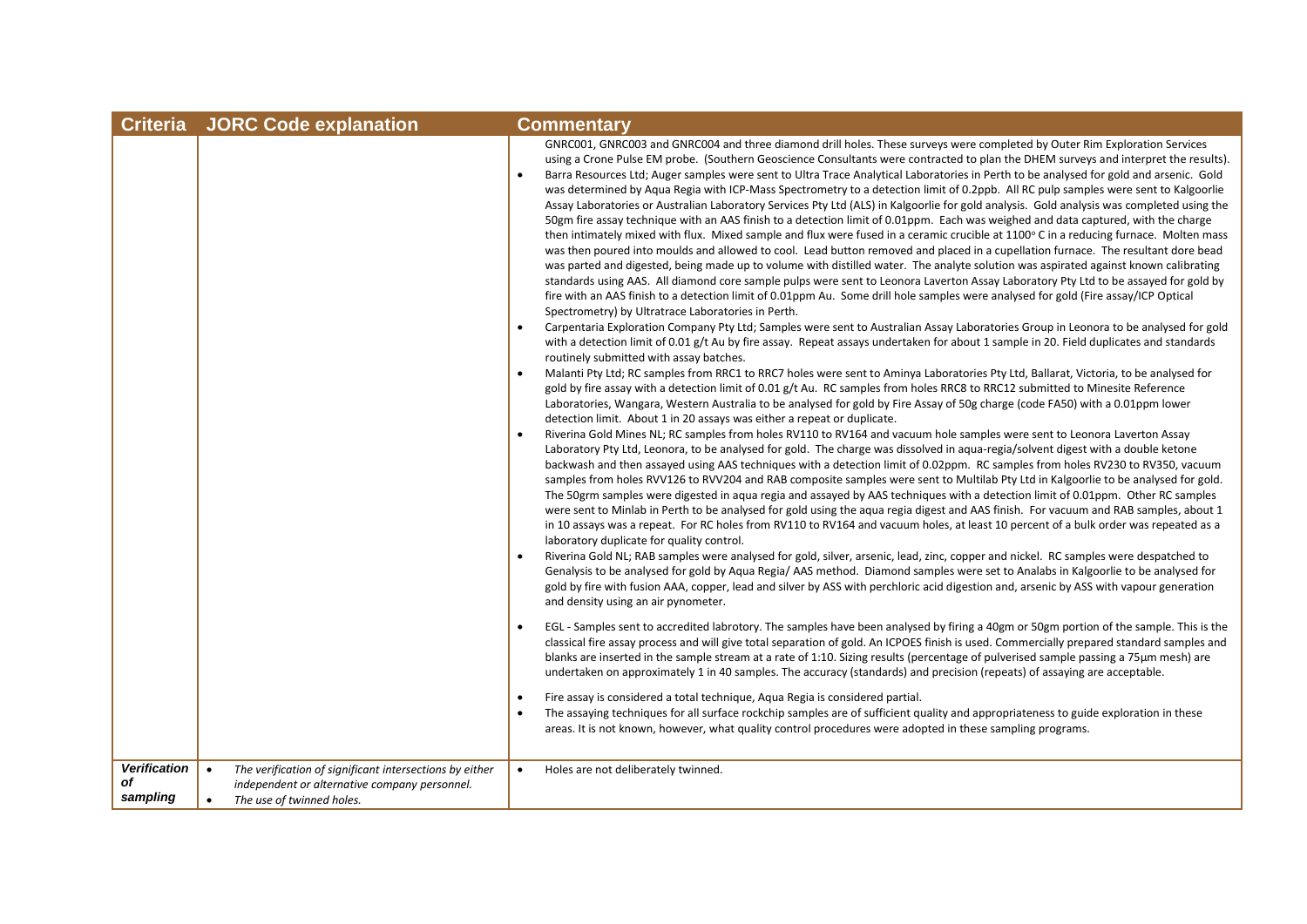| Criteria | JORC Code explanation | Commentary |
| --- | --- | --- |
| | | GNRC001, GNRC003 and GNRC004 and three diamond drill holes. These surveys were completed by Outer Rim Exploration Services using a Crone Pulse EM probe. (Southern Geoscience Consultants were contracted to plan the DHEM surveys and interpret the results).<br>• Barra Resources Ltd; Auger samples were sent to Ultra Trace Analytical Laboratories in Perth to be analysed for gold and arsenic. Gold was determined by Aqua Regia with ICP-Mass Spectrometry to a detection limit of 0.2ppb. All RC pulp samples were sent to Kalgoorlie Assay Laboratories or Australian Laboratory Services Pty Ltd (ALS) in Kalgoorlie for gold analysis. Gold analysis was completed using the 50gm fire assay technique with an AAS finish to a detection limit of 0.01ppm. Each was weighed and data captured, with the charge then intimately mixed with flux. Mixed sample and flux were fused in a ceramic crucible at 1100° C in a reducing furnace. Molten mass was then poured into moulds and allowed to cool. Lead button removed and placed in a cupellation furnace. The resultant dore bead was parted and digested, being made up to volume with distilled water. The analyte solution was aspirated against known calibrating standards using AAS. All diamond core sample pulps were sent to Leonora Laverton Assay Laboratory Pty Ltd to be assayed for gold by fire with an AAS finish to a detection limit of 0.01ppm Au. Some drill hole samples were analysed for gold (Fire assay/ICP Optical Spectrometry) by Ultratrace Laboratories in Perth.<br>• Carpentaria Exploration Company Pty Ltd; Samples were sent to Australian Assay Laboratories Group in Leonora to be analysed for gold with a detection limit of 0.01 g/t Au by fire assay. Repeat assays undertaken for about 1 sample in 20. Field duplicates and standards routinely submitted with assay batches.<br>• Malanti Pty Ltd; RC samples from RRC1 to RRC7 holes were sent to Aminya Laboratories Pty Ltd, Ballarat, Victoria, to be analysed for gold by fire assay with a detection limit of 0.01 g/t Au. RC samples from holes RRC8 to RRC12 submitted to Minesite Reference Laboratories, Wangara, Western Australia to be analysed for gold by Fire Assay of 50g charge (code FA50) with a 0.01ppm lower detection limit. About 1 in 20 assays was either a repeat or duplicate.<br>• Riverina Gold Mines NL; RC samples from holes RV110 to RV164 and vacuum hole samples were sent to Leonora Laverton Assay Laboratory Pty Ltd, Leonora, to be analysed for gold. The charge was dissolved in aqua-regia/solvent digest with a double ketone backwash and then assayed using AAS techniques with a detection limit of 0.02ppm. RC samples from holes RV230 to RV350, vacuum samples from holes RVV126 to RVV204 and RAB composite samples were sent to Multilab Pty Ltd in Kalgoorlie to be analysed for gold. The 50grm samples were digested in aqua regia and assayed by AAS techniques with a detection limit of 0.01ppm. Other RC samples were sent to Minlab in Perth to be analysed for gold using the aqua regia digest and AAS finish. For vacuum and RAB samples, about 1 in 10 assays was a repeat. For RC holes from RV110 to RV164 and vacuum holes, at least 10 percent of a bulk order was repeated as a laboratory duplicate for quality control.<br>• Riverina Gold NL; RAB samples were analysed for gold, silver, arsenic, lead, zinc, copper and nickel. RC samples were despatched to Genalysis to be analysed for gold by Aqua Regia/ AAS method. Diamond samples were set to Analabs in Kalgoorlie to be analysed for gold by fire with fusion AAA, copper, lead and silver by ASS with perchloric acid digestion and, arsenic by ASS with vapour generation and density using an air pynometer.<br>• EGL - Samples sent to accredited labrotory. The samples have been analysed by firing a 40gm or 50gm portion of the sample. This is the classical fire assay process and will give total separation of gold. An ICPOES finish is used. Commercially prepared standard samples and blanks are inserted in the sample stream at a rate of 1:10. Sizing results (percentage of pulverised sample passing a 75µm mesh) are undertaken on approximately 1 in 40 samples. The accuracy (standards) and precision (repeats) of assaying are acceptable.<br>• Fire assay is considered a total technique, Aqua Regia is considered partial.<br>• The assaying techniques for all surface rockchip samples are of sufficient quality and appropriateness to guide exploration in these areas. It is not known, however, what quality control procedures were adopted in these sampling programs. |
| ***Verification of sampling*** | • *The verification of significant intersections by either independent or alternative company personnel.*<br>• *The use of twinned holes.* | • Holes are not deliberately twinned. |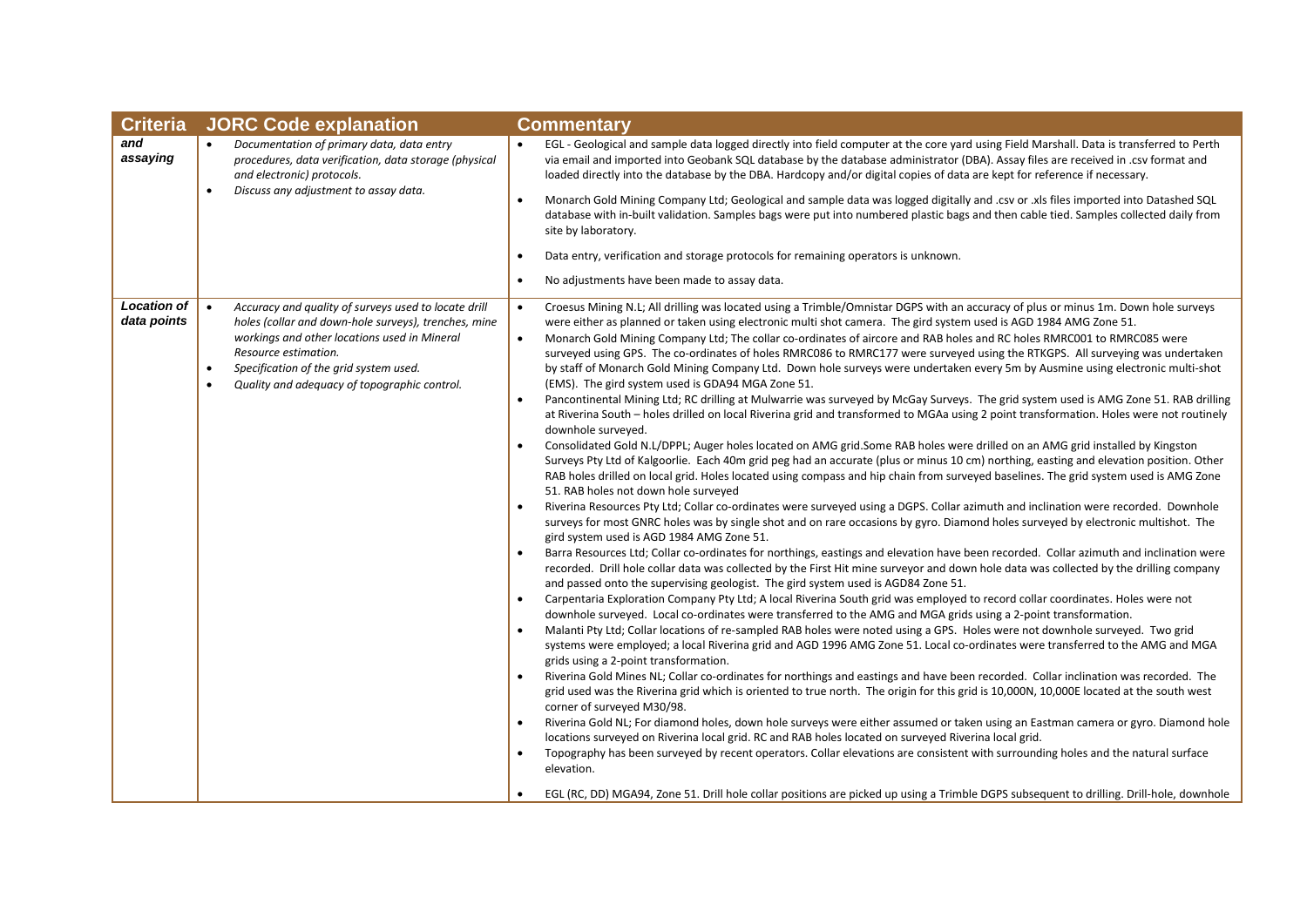| Criteria | JORC Code explanation | Commentary |
|---|---|---|
| ***and assaying*** | • *Documentation of primary data, data entry procedures, data verification, data storage (physical and electronic) protocols.*<br>• *Discuss any adjustment to assay data.* | • EGL - Geological and sample data logged directly into field computer at the core yard using Field Marshall. Data is transferred to Perth via email and imported into Geobank SQL database by the database administrator (DBA). Assay files are received in .csv format and loaded directly into the database by the DBA. Hardcopy and/or digital copies of data are kept for reference if necessary.<br>• Monarch Gold Mining Company Ltd; Geological and sample data was logged digitally and .csv or .xls files imported into Datashed SQL database with in-built validation. Samples bags were put into numbered plastic bags and then cable tied. Samples collected daily from site by laboratory.<br>• Data entry, verification and storage protocols for remaining operators is unknown.<br>• No adjustments have been made to assay data. |
| ***Location of data points*** | • *Accuracy and quality of surveys used to locate drill holes (collar and down-hole surveys), trenches, mine workings and other locations used in Mineral Resource estimation.*<br>• *Specification of the grid system used.*<br>• *Quality and adequacy of topographic control.* | • Croesus Mining N.L; All drilling was located using a Trimble/Omnistar DGPS with an accuracy of plus or minus 1m. Down hole surveys were either as planned or taken using electronic multi shot camera. The gird system used is AGD 1984 AMG Zone 51.<br>• Monarch Gold Mining Company Ltd; The collar co-ordinates of aircore and RAB holes and RC holes RMRC001 to RMRC085 were surveyed using GPS. The co-ordinates of holes RMRC086 to RMRC177 were surveyed using the RTKGPS. All surveying was undertaken by staff of Monarch Gold Mining Company Ltd. Down hole surveys were undertaken every 5m by Ausmine using electronic multi-shot (EMS). The gird system used is GDA94 MGA Zone 51.<br>• Pancontinental Mining Ltd; RC drilling at Mulwarrie was surveyed by McGay Surveys. The grid system used is AMG Zone 51. RAB drilling at Riverina South – holes drilled on local Riverina grid and transformed to MGAa using 2 point transformation. Holes were not routinely downhole surveyed.<br>• Consolidated Gold N.L/DPPL; Auger holes located on AMG grid.Some RAB holes were drilled on an AMG grid installed by Kingston Surveys Pty Ltd of Kalgoorlie. Each 40m grid peg had an accurate (plus or minus 10 cm) northing, easting and elevation position. Other RAB holes drilled on local grid. Holes located using compass and hip chain from surveyed baselines. The grid system used is AMG Zone 51. RAB holes not down hole surveyed<br>• Riverina Resources Pty Ltd; Collar co-ordinates were surveyed using a DGPS. Collar azimuth and inclination were recorded. Downhole surveys for most GNRC holes was by single shot and on rare occasions by gyro. Diamond holes surveyed by electronic multishot. The gird system used is AGD 1984 AMG Zone 51.<br>• Barra Resources Ltd; Collar co-ordinates for northings, eastings and elevation have been recorded. Collar azimuth and inclination were recorded. Drill hole collar data was collected by the First Hit mine surveyor and down hole data was collected by the drilling company and passed onto the supervising geologist. The gird system used is AGD84 Zone 51.<br>• Carpentaria Exploration Company Pty Ltd; A local Riverina South grid was employed to record collar coordinates. Holes were not downhole surveyed. Local co-ordinates were transferred to the AMG and MGA grids using a 2-point transformation.<br>• Malanti Pty Ltd; Collar locations of re-sampled RAB holes were noted using a GPS. Holes were not downhole surveyed. Two grid systems were employed; a local Riverina grid and AGD 1996 AMG Zone 51. Local co-ordinates were transferred to the AMG and MGA grids using a 2-point transformation.<br>• Riverina Gold Mines NL; Collar co-ordinates for northings and eastings and have been recorded. Collar inclination was recorded. The grid used was the Riverina grid which is oriented to true north. The origin for this grid is 10,000N, 10,000E located at the south west corner of surveyed M30/98.<br>• Riverina Gold NL; For diamond holes, down hole surveys were either assumed or taken using an Eastman camera or gyro. Diamond hole locations surveyed on Riverina local grid. RC and RAB holes located on surveyed Riverina local grid.<br>• Topography has been surveyed by recent operators. Collar elevations are consistent with surrounding holes and the natural surface elevation.<br>• EGL (RC, DD) MGA94, Zone 51. Drill hole collar positions are picked up using a Trimble DGPS subsequent to drilling. Drill-hole, downhole |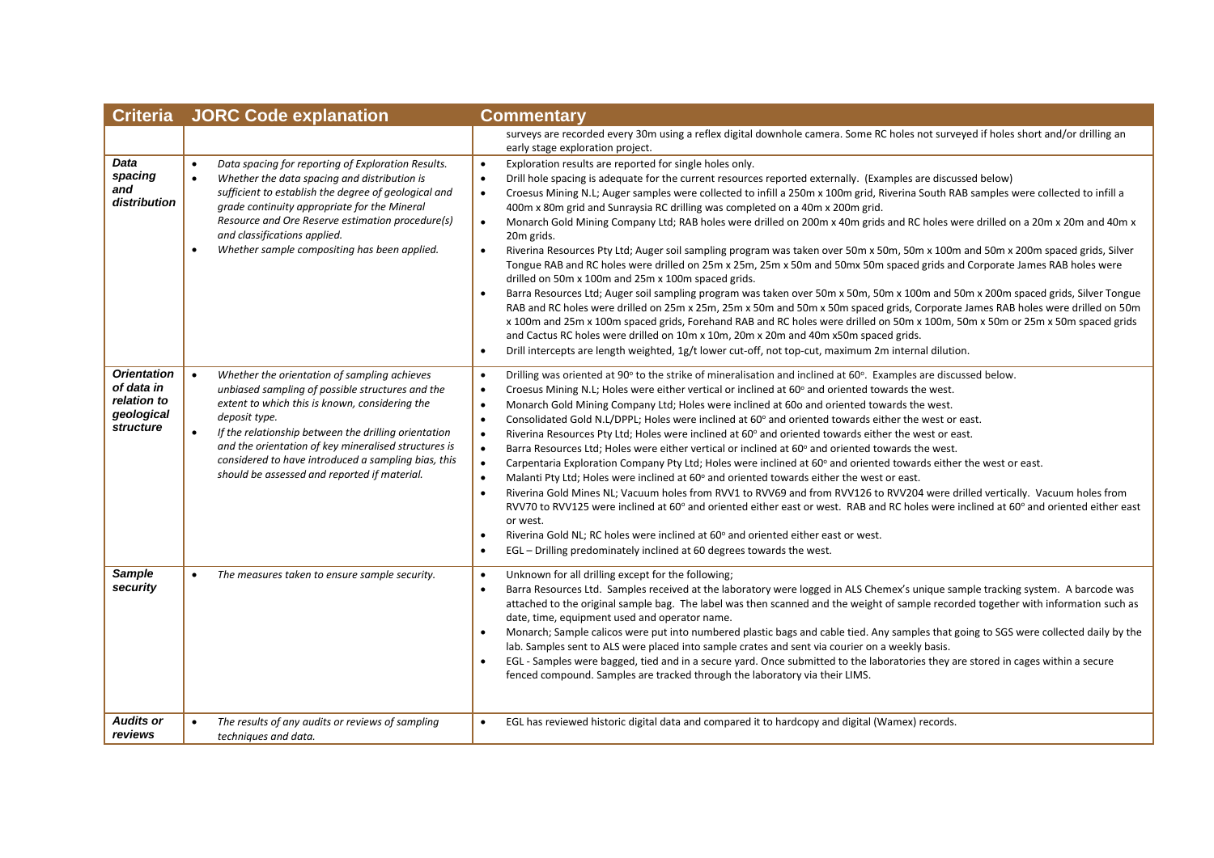| Criteria | JORC Code explanation | Commentary |
|---|---|---|
| | | surveys are recorded every 30m using a reflex digital downhole camera. Some RC holes not surveyed if holes short and/or drilling an early stage exploration project. |
| ***Data spacing and distribution*** | • *Data spacing for reporting of Exploration Results.*<br>• *Whether the data spacing and distribution is sufficient to establish the degree of geological and grade continuity appropriate for the Mineral Resource and Ore Reserve estimation procedure(s) and classifications applied.*<br>• *Whether sample compositing has been applied.* | • Exploration results are reported for single holes only.<br>• Drill hole spacing is adequate for the current resources reported externally. (Examples are discussed below)<br>• Croesus Mining N.L; Auger samples were collected to infill a 250m x 100m grid, Riverina South RAB samples were collected to infill a 400m x 80m grid and Sunraysia RC drilling was completed on a 40m x 200m grid.<br>• Monarch Gold Mining Company Ltd; RAB holes were drilled on 200m x 40m grids and RC holes were drilled on a 20m x 20m and 40m x 20m grids.<br>• Riverina Resources Pty Ltd; Auger soil sampling program was taken over 50m x 50m, 50m x 100m and 50m x 200m spaced grids, Silver Tongue RAB and RC holes were drilled on 25m x 25m, 25m x 50m and 50mx 50m spaced grids and Corporate James RAB holes were drilled on 50m x 100m and 25m x 100m spaced grids.<br>• Barra Resources Ltd; Auger soil sampling program was taken over 50m x 50m, 50m x 100m and 50m x 200m spaced grids, Silver Tongue RAB and RC holes were drilled on 25m x 25m, 25m x 50m and 50m x 50m spaced grids, Corporate James RAB holes were drilled on 50m x 100m and 25m x 100m spaced grids, Forehand RAB and RC holes were drilled on 50m x 100m, 50m x 50m or 25m x 50m spaced grids and Cactus RC holes were drilled on 10m x 10m, 20m x 20m and 40m x50m spaced grids.<br>• Drill intercepts are length weighted, 1g/t lower cut-off, not top-cut, maximum 2m internal dilution. |
| ***Orientation of data in relation to geological structure*** | • *Whether the orientation of sampling achieves unbiased sampling of possible structures and the extent to which this is known, considering the deposit type.*<br>• *If the relationship between the drilling orientation and the orientation of key mineralised structures is considered to have introduced a sampling bias, this should be assessed and reported if material.* | • Drilling was oriented at 90° to the strike of mineralisation and inclined at 60°. Examples are discussed below.<br>• Croesus Mining N.L; Holes were either vertical or inclined at 60° and oriented towards the west.<br>• Monarch Gold Mining Company Ltd; Holes were inclined at 60o and oriented towards the west.<br>• Consolidated Gold N.L/DPPL; Holes were inclined at 60° and oriented towards either the west or east.<br>• Riverina Resources Pty Ltd; Holes were inclined at 60° and oriented towards either the west or east.<br>• Barra Resources Ltd; Holes were either vertical or inclined at 60° and oriented towards the west.<br>• Carpentaria Exploration Company Pty Ltd; Holes were inclined at 60° and oriented towards either the west or east.<br>• Malanti Pty Ltd; Holes were inclined at 60° and oriented towards either the west or east.<br>• Riverina Gold Mines NL; Vacuum holes from RVV1 to RVV69 and from RVV126 to RVV204 were drilled vertically. Vacuum holes from RVV70 to RVV125 were inclined at 60° and oriented either east or west. RAB and RC holes were inclined at 60° and oriented either east or west.<br>• Riverina Gold NL; RC holes were inclined at 60° and oriented either east or west.<br>• EGL – Drilling predominately inclined at 60 degrees towards the west. |
| ***Sample security*** | • *The measures taken to ensure sample security.* | • Unknown for all drilling except for the following;<br>• Barra Resources Ltd. Samples received at the laboratory were logged in ALS Chemex's unique sample tracking system. A barcode was attached to the original sample bag. The label was then scanned and the weight of sample recorded together with information such as date, time, equipment used and operator name.<br>• Monarch; Sample calicos were put into numbered plastic bags and cable tied. Any samples that going to SGS were collected daily by the lab. Samples sent to ALS were placed into sample crates and sent via courier on a weekly basis.<br>• EGL - Samples were bagged, tied and in a secure yard. Once submitted to the laboratories they are stored in cages within a secure fenced compound. Samples are tracked through the laboratory via their LIMS. |
| ***Audits or reviews*** | • *The results of any audits or reviews of sampling techniques and data.* | • EGL has reviewed historic digital data and compared it to hardcopy and digital (Wamex) records. |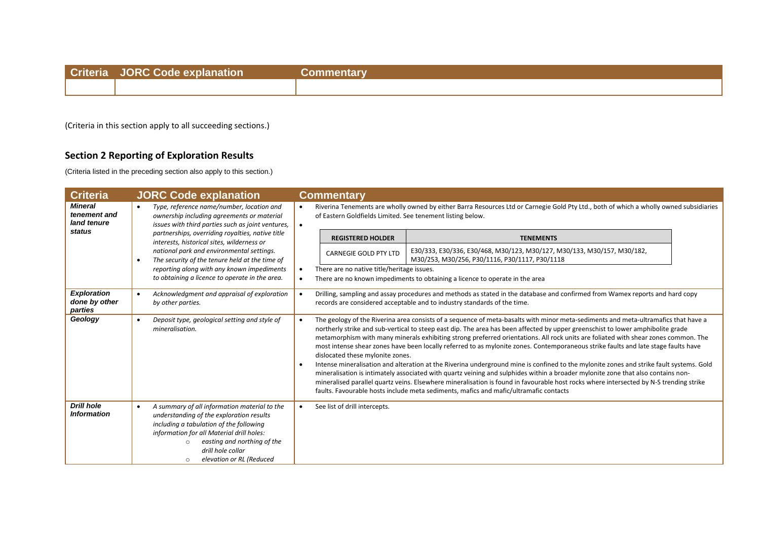| Criteria | JORC Code explanation | Commentary |
|---|---|---|
| | | |

(Criteria in this section apply to all succeeding sections.)

## Section 2 Reporting of Exploration Results

(Criteria listed in the preceding section also apply to this section.)

| Criteria | JORC Code explanation | Commentary |
|---|---|---|
| ***Mineral tenement and land tenure status*** | • *Type, reference name/number, location and ownership including agreements or material issues with third parties such as joint ventures, partnerships, overriding royalties, native title interests, historical sites, wilderness or national park and environmental settings.*<br>• *The security of the tenure held at the time of reporting along with any known impediments to obtaining a licence to operate in the area.* | • Riverina Tenements are wholly owned by either Barra Resources Ltd or Carnegie Gold Pty Ltd., both of which a wholly owned subsidiaries of Eastern Goldfields Limited. See tenement listing below.<br>• <br>**REGISTERED HOLDER**: CARNEGIE GOLD PTY LTD — **TENEMENTS**: E30/333, E30/336, E30/468, M30/123, M30/127, M30/133, M30/157, M30/182, M30/253, M30/256, P30/1116, P30/1117, P30/1118<br>• There are no native title/heritage issues.<br>• There are no known impediments to obtaining a licence to operate in the area |
| ***Exploration done by other parties*** | • *Acknowledgment and appraisal of exploration by other parties.* | • Drilling, sampling and assay procedures and methods as stated in the database and confirmed from Wamex reports and hard copy records are considered acceptable and to industry standards of the time. |
| ***Geology*** | • *Deposit type, geological setting and style of mineralisation.* | • The geology of the Riverina area consists of a sequence of meta-basalts with minor meta-sediments and meta-ultramafics that have a northerly strike and sub-vertical to steep east dip. The area has been affected by upper greenschist to lower amphibolite grade metamorphism with many minerals exhibiting strong preferred orientations. All rock units are foliated with shear zones common. The most intense shear zones have been locally referred to as mylonite zones. Contemporaneous strike faults and late stage faults have dislocated these mylonite zones.<br>• Intense mineralisation and alteration at the Riverina underground mine is confined to the mylonite zones and strike fault systems. Gold mineralisation is intimately associated with quartz veining and sulphides within a broader mylonite zone that also contains non-mineralised parallel quartz veins. Elsewhere mineralisation is found in favourable host rocks where intersected by N-S trending strike faults. Favourable hosts include meta sediments, mafics and mafic/ultramafic contacts |
| ***Drill hole Information*** | • *A summary of all information material to the understanding of the exploration results including a tabulation of the following information for all Material drill holes:*<br>  ○ *easting and northing of the drill hole collar*<br>  ○ *elevation or RL (Reduced* | • See list of drill intercepts. |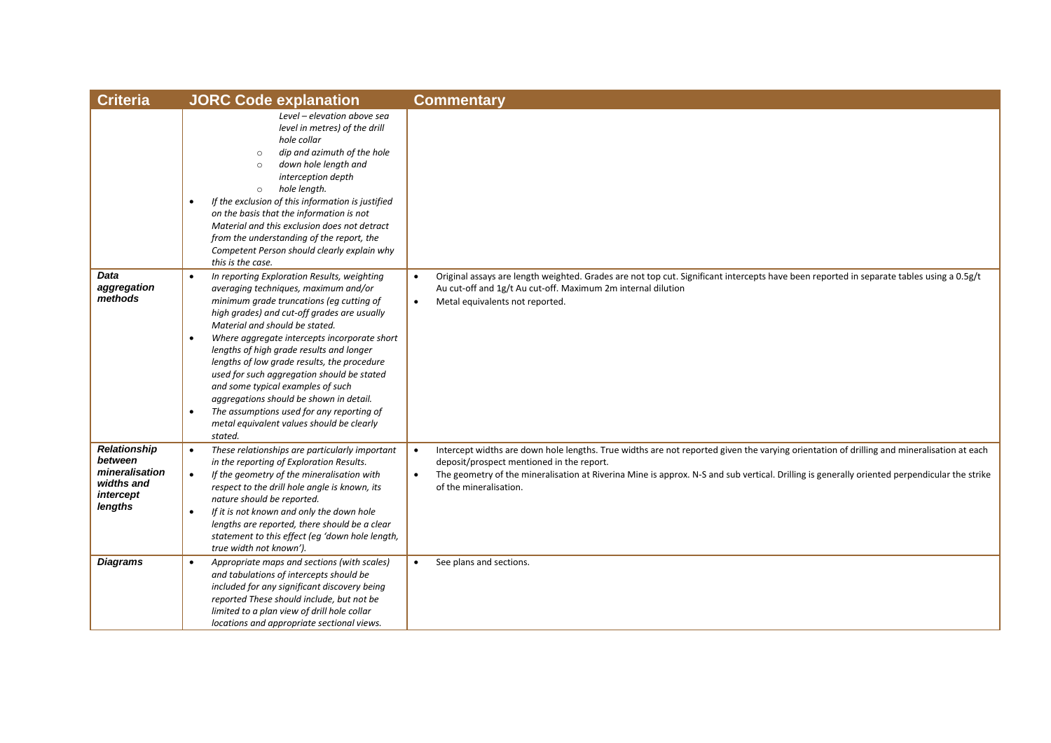| Criteria | JORC Code explanation | Commentary |
|---|---|---|
| | *Level – elevation above sea level in metres) of the drill hole collar*<br>- *dip and azimuth of the hole*<br>- *down hole length and interception depth*<br>- *hole length.*<br>- *If the exclusion of this information is justified on the basis that the information is not Material and this exclusion does not detract from the understanding of the report, the Competent Person should clearly explain why this is the case.* | |
| ***Data aggregation methods*** | - *In reporting Exploration Results, weighting averaging techniques, maximum and/or minimum grade truncations (eg cutting of high grades) and cut-off grades are usually Material and should be stated.*<br>- *Where aggregate intercepts incorporate short lengths of high grade results and longer lengths of low grade results, the procedure used for such aggregation should be stated and some typical examples of such aggregations should be shown in detail.*<br>- *The assumptions used for any reporting of metal equivalent values should be clearly stated.* | - Original assays are length weighted. Grades are not top cut. Significant intercepts have been reported in separate tables using a 0.5g/t Au cut-off and 1g/t Au cut-off. Maximum 2m internal dilution<br>- Metal equivalents not reported. |
| ***Relationship between mineralisation widths and intercept lengths*** | - *These relationships are particularly important in the reporting of Exploration Results.*<br>- *If the geometry of the mineralisation with respect to the drill hole angle is known, its nature should be reported.*<br>- *If it is not known and only the down hole lengths are reported, there should be a clear statement to this effect (eg 'down hole length, true width not known').* | - Intercept widths are down hole lengths. True widths are not reported given the varying orientation of drilling and mineralisation at each deposit/prospect mentioned in the report.<br>- The geometry of the mineralisation at Riverina Mine is approx. N-S and sub vertical. Drilling is generally oriented perpendicular the strike of the mineralisation. |
| ***Diagrams*** | - *Appropriate maps and sections (with scales) and tabulations of intercepts should be included for any significant discovery being reported These should include, but not be limited to a plan view of drill hole collar locations and appropriate sectional views.* | - See plans and sections. |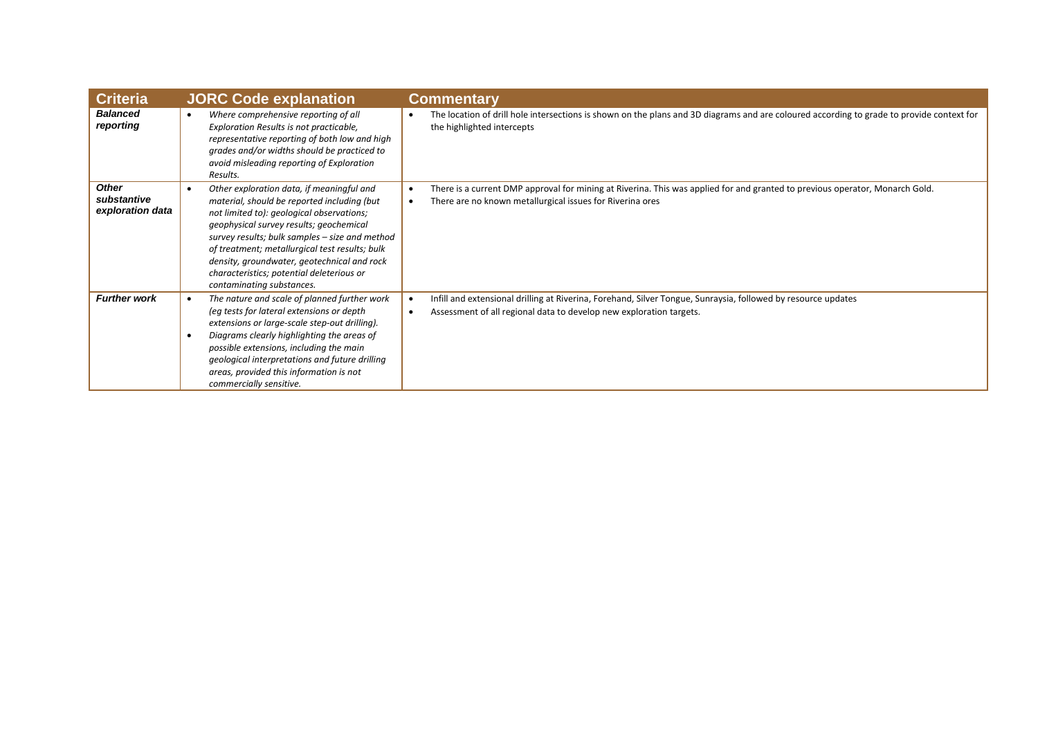| Criteria | JORC Code explanation | Commentary |
| --- | --- | --- |
| ***Balanced reporting*** | • *Where comprehensive reporting of all Exploration Results is not practicable, representative reporting of both low and high grades and/or widths should be practiced to avoid misleading reporting of Exploration Results.* | • The location of drill hole intersections is shown on the plans and 3D diagrams and are coloured according to grade to provide context for the highlighted intercepts |
| ***Other substantive exploration data*** | • *Other exploration data, if meaningful and material, should be reported including (but not limited to): geological observations; geophysical survey results; geochemical survey results; bulk samples – size and method of treatment; metallurgical test results; bulk density, groundwater, geotechnical and rock characteristics; potential deleterious or contaminating substances.* | • There is a current DMP approval for mining at Riverina. This was applied for and granted to previous operator, Monarch Gold.<br>• There are no known metallurgical issues for Riverina ores |
| ***Further work*** | • *The nature and scale of planned further work (eg tests for lateral extensions or depth extensions or large-scale step-out drilling).*<br>• *Diagrams clearly highlighting the areas of possible extensions, including the main geological interpretations and future drilling areas, provided this information is not commercially sensitive.* | • Infill and extensional drilling at Riverina, Forehand, Silver Tongue, Sunraysia, followed by resource updates<br>• Assessment of all regional data to develop new exploration targets. |